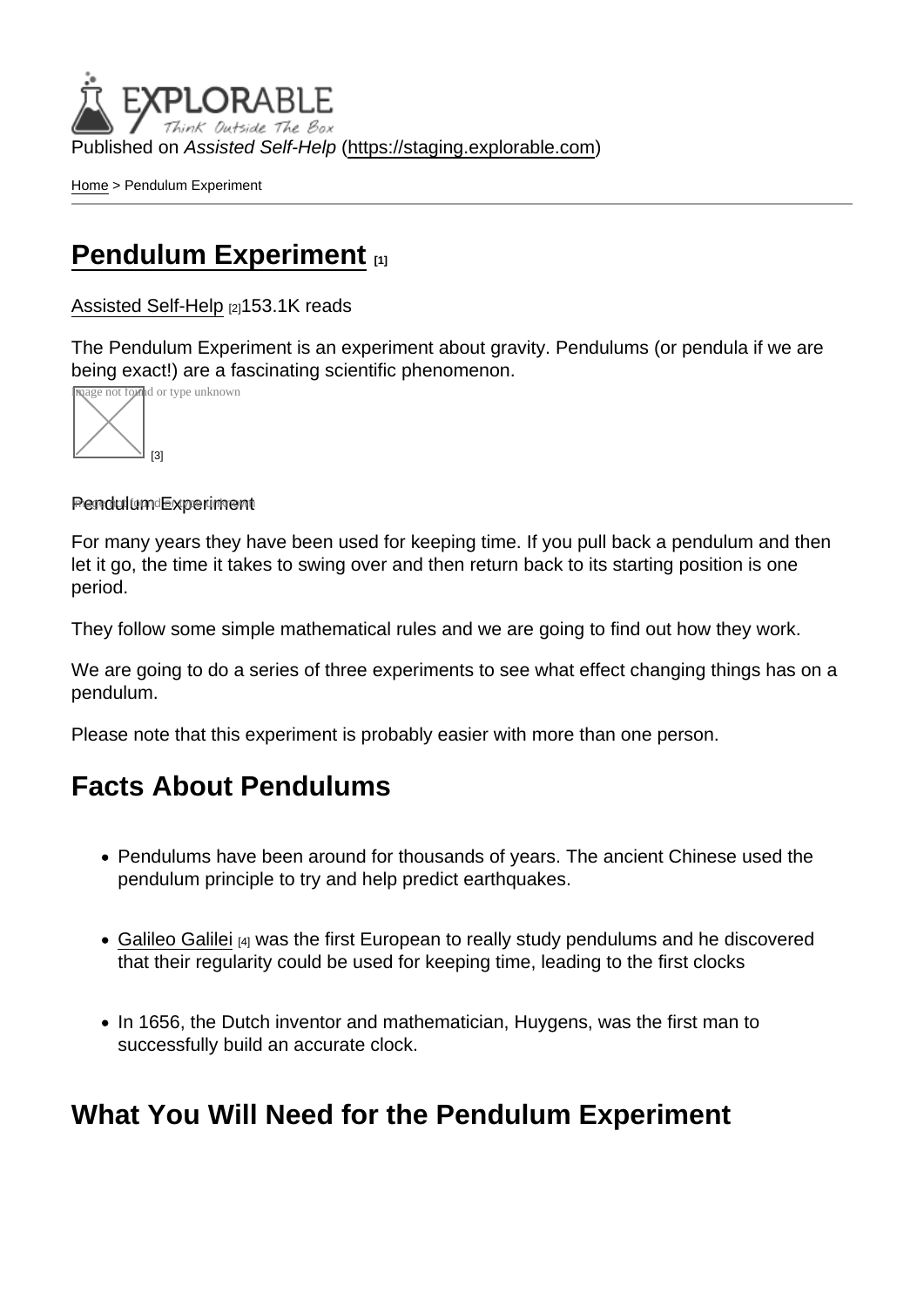Published on *Assisted Self-Help* (https://staging.explorable.com)

Home > Pendulum Experiment

# Pendulum Experiment [1]

Assisted Self-Help [2] 153.1K reads

The Pendulum Experiment is an experiment about gravity. Pendulums (or pendula if we are being exact!) are a fascinating scientific phenomenon.

[3]

Pendulum Experiment

For many years they have been used for keeping time. If you pull back a pendulum and then let it go, the time it takes to swing over and then return back to its starting position is one period.

They follow some simple mathematical rules and we are going to find out how they work.

We are going to do a series of three experiments to see what effect changing things has on a pendulum.

Please note that this experiment is probably easier with more than one person.

## Facts About Pendulums

- Pendulums have been around for thousands of years. The ancient Chinese used the pendulum principle to try and help predict earthquakes.
- Galileo Galilei [4] was the first European to really study pendulums and he discovered that their regularity could be used for keeping time, leading to the first clocks
- In 1656, the Dutch inventor and mathematician, Huygens, was the first man to successfully build an accurate clock.

## What You Will Need for the Pendulum Experiment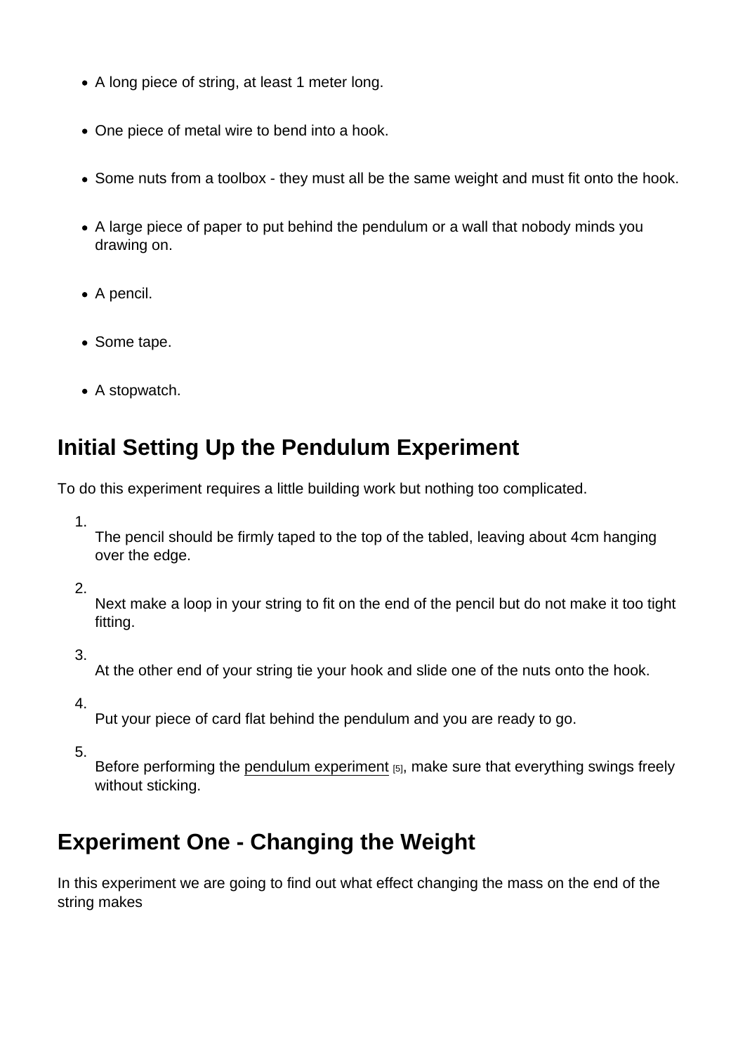- A long piece of string, at least 1 meter long.
- One piece of metal wire to bend into a hook.
- Some nuts from a toolbox - they must all be the same weight and must fit onto the hook.
- A large piece of paper to put behind the pendulum or a wall that nobody minds you drawing on.
- A pencil.
- Some tape.
- A stopwatch.

## Initial Setting Up the Pendulum Experiment

To do this experiment requires a little building work but nothing too complicated.

1. The pencil should be firmly taped to the top of the tabled, leaving about 4cm hanging over the edge.
2. Next make a loop in your string to fit on the end of the pencil but do not make it too tight fitting.
3. At the other end of your string tie your hook and slide one of the nuts onto the hook.
4. Put your piece of card flat behind the pendulum and you are ready to go.
5. Before performing the pendulum experiment [5], make sure that everything swings freely without sticking.

## Experiment One - Changing the Weight

In this experiment we are going to find out what effect changing the mass on the end of the string makes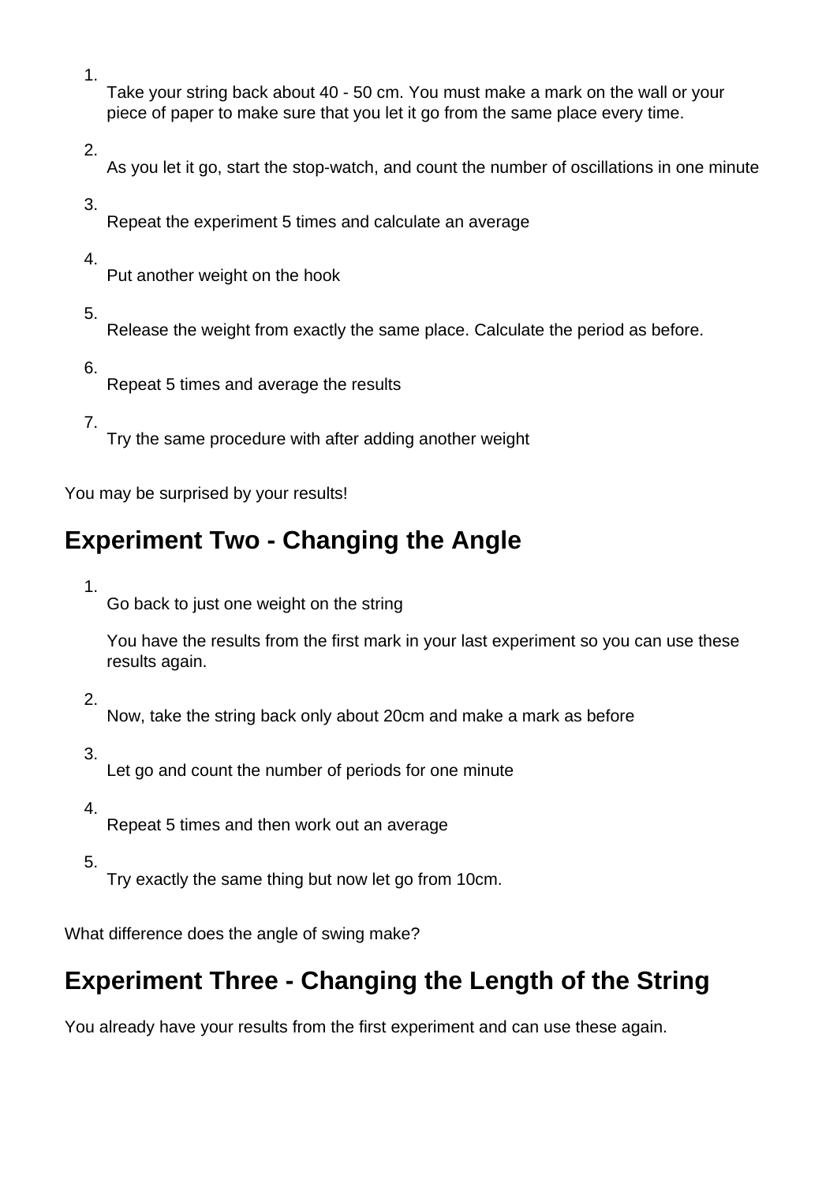1. Take your string back about 40 - 50 cm. You must make a mark on the wall or your piece of paper to make sure that you let it go from the same place every time.

2. As you let it go, start the stop-watch, and count the number of oscillations in one minute

3. Repeat the experiment 5 times and calculate an average

4. Put another weight on the hook

5. Release the weight from exactly the same place. Calculate the period as before.

6. Repeat 5 times and average the results

7. Try the same procedure with after adding another weight

You may be surprised by your results!

## Experiment Two - Changing the Angle

1. Go back to just one weight on the string

   You have the results from the first mark in your last experiment so you can use these results again.

2. Now, take the string back only about 20cm and make a mark as before

3. Let go and count the number of periods for one minute

4. Repeat 5 times and then work out an average

5. Try exactly the same thing but now let go from 10cm.

What difference does the angle of swing make?

## Experiment Three - Changing the Length of the String

You already have your results from the first experiment and can use these again.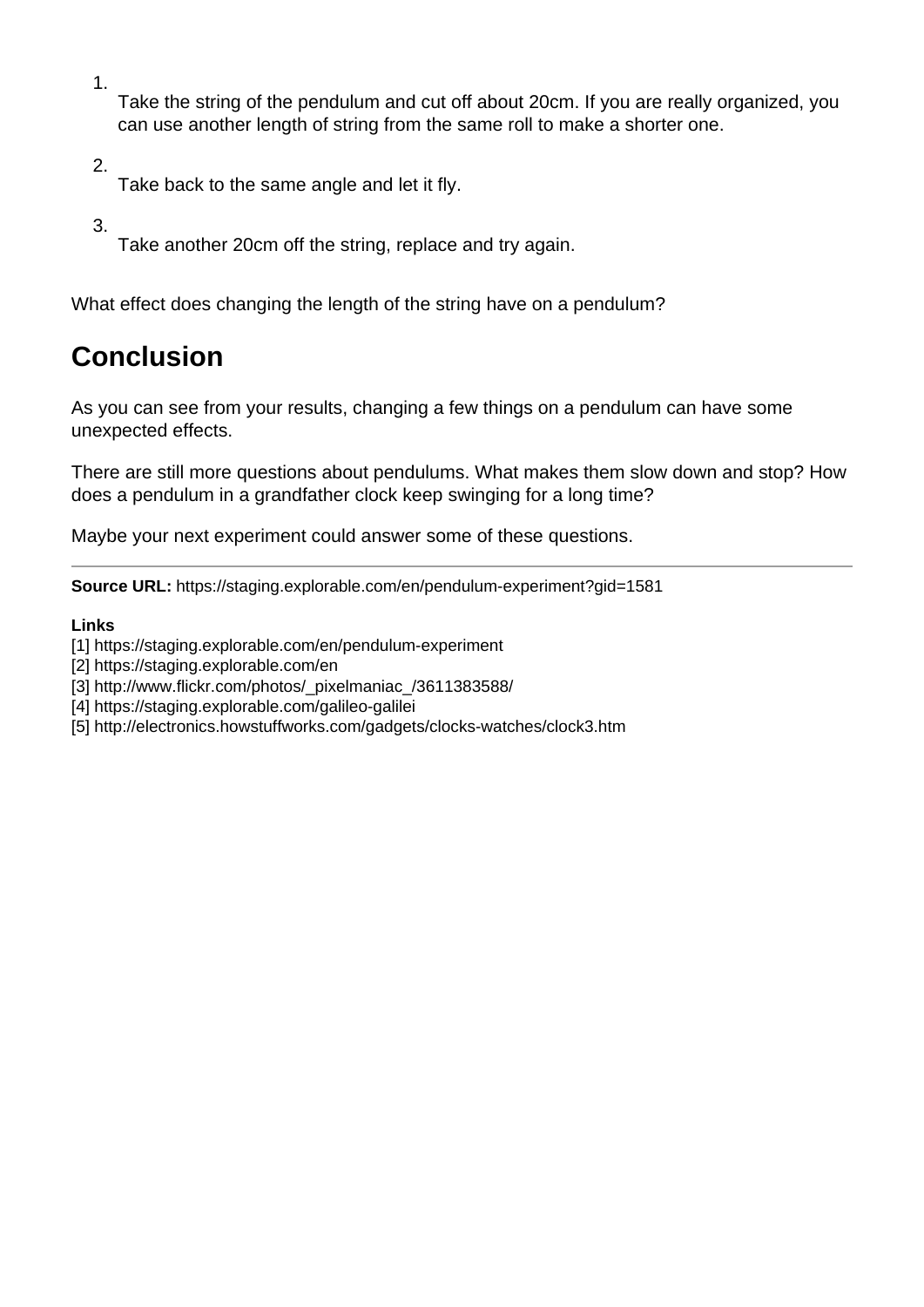1. Take the string of the pendulum and cut off about 20cm. If you are really organized, you can use another length of string from the same roll to make a shorter one.
2. Take back to the same angle and let it fly.
3. Take another 20cm off the string, replace and try again.

What effect does changing the length of the string have on a pendulum?

## Conclusion

As you can see from your results, changing a few things on a pendulum can have some unexpected effects.

There are still more questions about pendulums. What makes them slow down and stop? How does a pendulum in a grandfather clock keep swinging for a long time?

Maybe your next experiment could answer some of these questions.

---

**Source URL:** https://staging.explorable.com/en/pendulum-experiment?gid=1581

**Links**
[1] https://staging.explorable.com/en/pendulum-experiment
[2] https://staging.explorable.com/en
[3] http://www.flickr.com/photos/_pixelmaniac_/3611383588/
[4] https://staging.explorable.com/galileo-galilei
[5] http://electronics.howstuffworks.com/gadgets/clocks-watches/clock3.htm